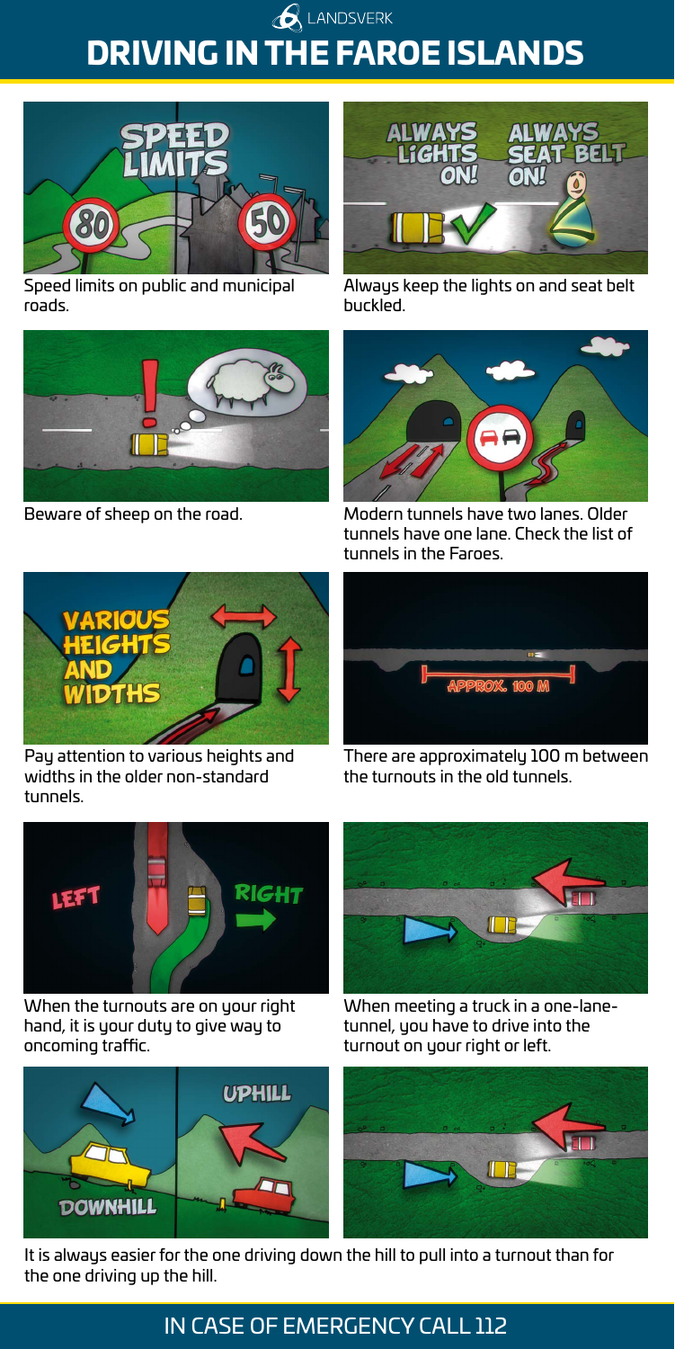LANDSVERK

# DRIVING IN THE FAROE ISLANDS

Speed limits on public and municipal roads.

Always keep the lights on and seat belt buckled.

Beware of sheep on the road.

Modern tunnels have two lanes. Older tunnels have one lane. Check the list of tunnels in the Faroes.

Pay attention to various heights and widths in the older non-standard tunnels.

There are approximately 100 m between the turnouts in the old tunnels.

When the turnouts are on your right hand, it is your duty to give way to oncoming traffic.

When meeting a truck in a one-lane-tunnel, you have to drive into the turnout on your right or left.

It is always easier for the one driving down the hill to pull into a turnout than for the one driving up the hill.

## IN CASE OF EMERGENCY CALL 112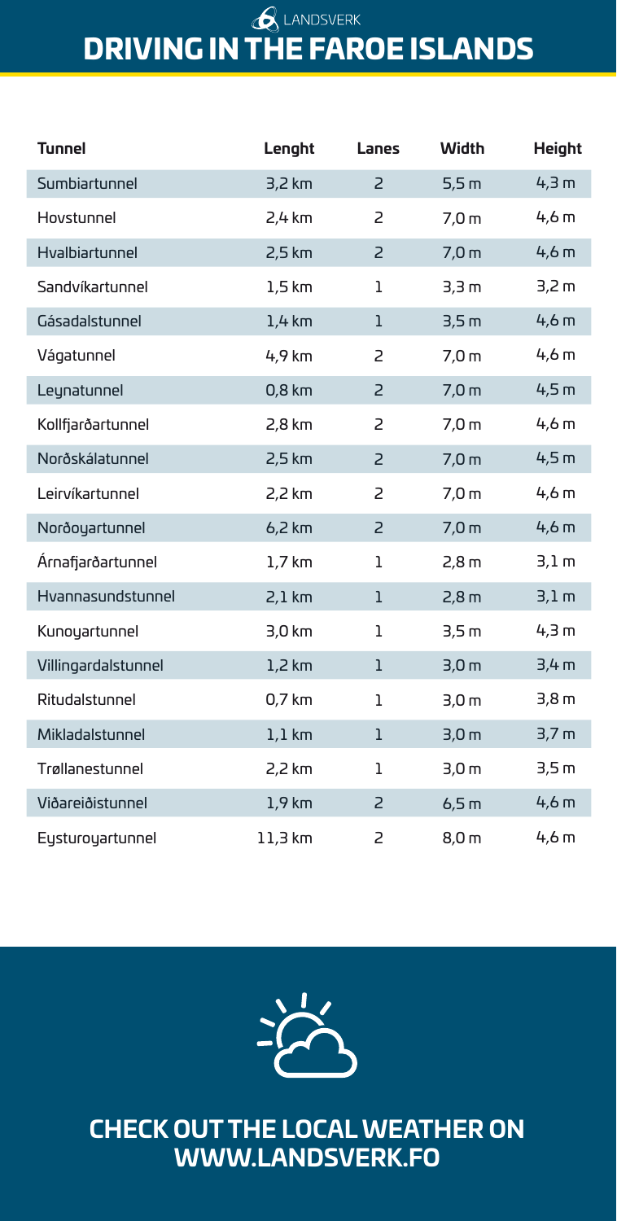LANDSVERK

# DRIVING IN THE FAROE ISLANDS

| Tunnel | Lenght | Lanes | Width | Height |
|---|---|---|---|---|
| Sumbiartunnel | 3,2 km | 2 | 5,5 m | 4,3 m |
| Hovstunnel | 2,4 km | 2 | 7,0 m | 4,6 m |
| Hvalbiartunnel | 2,5 km | 2 | 7,0 m | 4,6 m |
| Sandvíkartunnel | 1,5 km | 1 | 3,3 m | 3,2 m |
| Gásadalstunnel | 1,4 km | 1 | 3,5 m | 4,6 m |
| Vágatunnel | 4,9 km | 2 | 7,0 m | 4,6 m |
| Leynatunnel | 0,8 km | 2 | 7,0 m | 4,5 m |
| Kollfjarðartunnel | 2,8 km | 2 | 7,0 m | 4,6 m |
| Norðskálatunnel | 2,5 km | 2 | 7,0 m | 4,5 m |
| Leirvíkartunnel | 2,2 km | 2 | 7,0 m | 4,6 m |
| Norðoyartunnel | 6,2 km | 2 | 7,0 m | 4,6 m |
| Árnafjarðartunnel | 1,7 km | 1 | 2,8 m | 3,1 m |
| Hvannasundstunnel | 2,1 km | 1 | 2,8 m | 3,1 m |
| Kunoyartunnel | 3,0 km | 1 | 3,5 m | 4,3 m |
| Villingardalstunnel | 1,2 km | 1 | 3,0 m | 3,4 m |
| Ritudalstunnel | 0,7 km | 1 | 3,0 m | 3,8 m |
| Mikladalstunnel | 1,1 km | 1 | 3,0 m | 3,7 m |
| Trøllanestunnel | 2,2 km | 1 | 3,0 m | 3,5 m |
| Viðareiðistunnel | 1,9 km | 2 | 6,5 m | 4,6 m |
| Eysturoyartunnel | 11,3 km | 2 | 8,0 m | 4,6 m |

## CHECK OUT THE LOCAL WEATHER ON WWW.LANDSVERK.FO